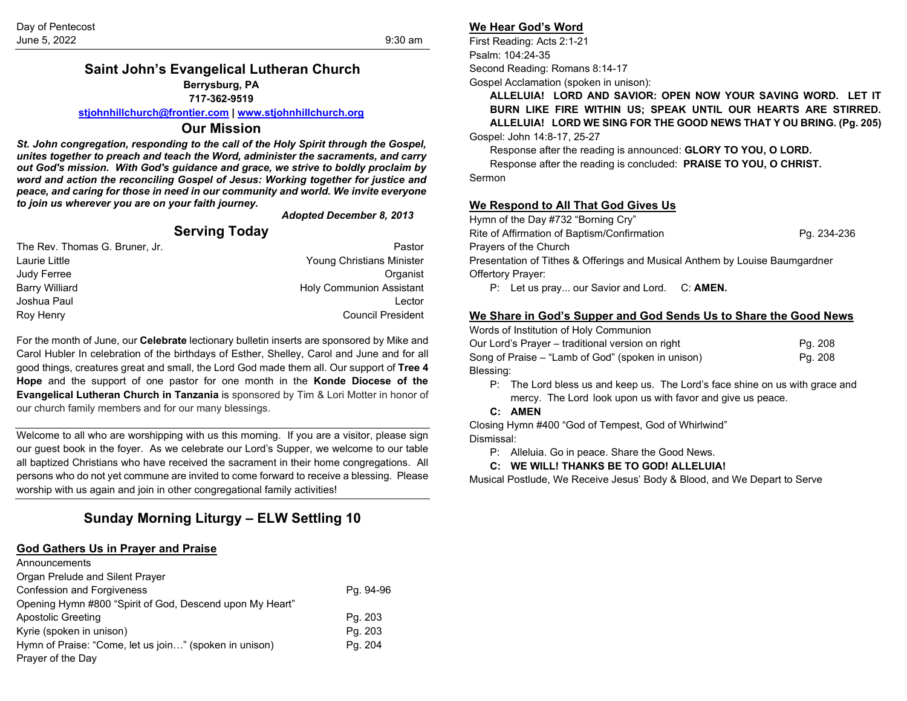Day of Pentecost
June 5, 2022 9:30 am

# Saint John's Evangelical Lutheran Church

**Berrysburg, PA**

**717-362-9519**

**stjohnhillchurch@frontier.com | www.stjohnhillchurch.org**

## Our Mission

***St. John congregation, responding to the call of the Holy Spirit through the Gospel, unites together to preach and teach the Word, administer the sacraments, and carry out God's mission. With God's guidance and grace, we strive to boldly proclaim by word and action the reconciling Gospel of Jesus: Working together for justice and peace, and caring for those in need in our community and world. We invite everyone to join us wherever you are on your faith journey.***

***Adopted December 8, 2013***

## Serving Today

| | |
|---|---|
| The Rev. Thomas G. Bruner, Jr. | Pastor |
| Laurie Little | Young Christians Minister |
| Judy Ferree | Organist |
| Barry Williard | Holy Communion Assistant |
| Joshua Paul | Lector |
| Roy Henry | Council President |

For the month of June, our **Celebrate** lectionary bulletin inserts are sponsored by Mike and Carol Hubler In celebration of the birthdays of Esther, Shelley, Carol and June and for all good things, creatures great and small, the Lord God made them all. Our support of **Tree 4 Hope** and the support of one pastor for one month in the **Konde Diocese of the Evangelical Lutheran Church in Tanzania** is sponsored by Tim & Lori Motter in honor of our church family members and for our many blessings.

Welcome to all who are worshipping with us this morning. If you are a visitor, please sign our guest book in the foyer. As we celebrate our Lord's Supper, we welcome to our table all baptized Christians who have received the sacrament in their home congregations. All persons who do not yet commune are invited to come forward to receive a blessing. Please worship with us again and join in other congregational family activities!

## Sunday Morning Liturgy – ELW Settling 10

### God Gathers Us in Prayer and Praise

Announcements
Organ Prelude and Silent Prayer
Confession and Forgiveness — Pg. 94-96
Opening Hymn #800 "Spirit of God, Descend upon My Heart"
Apostolic Greeting — Pg. 203
Kyrie (spoken in unison) — Pg. 203
Hymn of Praise: "Come, let us join…" (spoken in unison) — Pg. 204
Prayer of the Day

### We Hear God's Word

First Reading: Acts 2:1-21
Psalm: 104:24-35
Second Reading: Romans 8:14-17
Gospel Acclamation (spoken in unison):

**ALLELUIA! LORD AND SAVIOR: OPEN NOW YOUR SAVING WORD. LET IT BURN LIKE FIRE WITHIN US; SPEAK UNTIL OUR HEARTS ARE STIRRED. ALLELUIA! LORD WE SING FOR THE GOOD NEWS THAT Y OU BRING. (Pg. 205)**

Gospel: John 14:8-17, 25-27

Response after the reading is announced: **GLORY TO YOU, O LORD.**

Response after the reading is concluded: **PRAISE TO YOU, O CHRIST.**

Sermon

### We Respond to All That God Gives Us

Hymn of the Day #732 "Borning Cry"
Rite of Affirmation of Baptism/Confirmation — Pg. 234-236
Prayers of the Church
Presentation of Tithes & Offerings and Musical Anthem by Louise Baumgardner
Offertory Prayer:

P: Let us pray... our Savior and Lord. C: **AMEN.**

### We Share in God's Supper and God Sends Us to Share the Good News

Words of Institution of Holy Communion
Our Lord's Prayer – traditional version on right — Pg. 208
Song of Praise – "Lamb of God" (spoken in unison) — Pg. 208
Blessing:

P: The Lord bless us and keep us. The Lord's face shine on us with grace and mercy. The Lord look upon us with favor and give us peace.

**C: AMEN**

Closing Hymn #400 "God of Tempest, God of Whirlwind"
Dismissal:

P: Alleluia. Go in peace. Share the Good News.

**C: WE WILL! THANKS BE TO GOD! ALLELUIA!**

Musical Postlude, We Receive Jesus' Body & Blood, and We Depart to Serve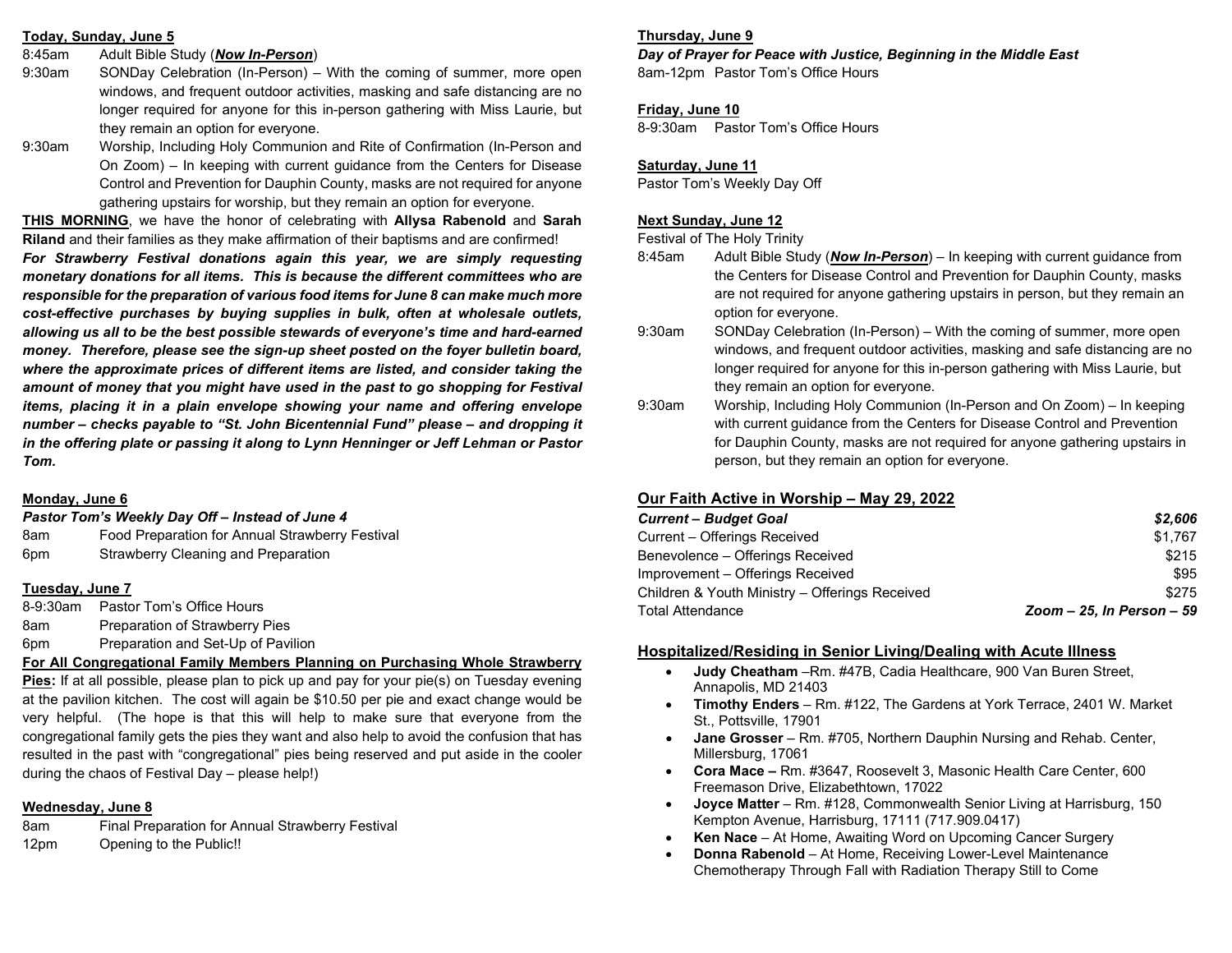**Today, Sunday, June 5**

8:45am Adult Bible Study (***Now In-Person***)

9:30am SONDay Celebration (In-Person) – With the coming of summer, more open windows, and frequent outdoor activities, masking and safe distancing are no longer required for anyone for this in-person gathering with Miss Laurie, but they remain an option for everyone.

9:30am Worship, Including Holy Communion and Rite of Confirmation (In-Person and On Zoom) – In keeping with current guidance from the Centers for Disease Control and Prevention for Dauphin County, masks are not required for anyone gathering upstairs for worship, but they remain an option for everyone.

**THIS MORNING**, we have the honor of celebrating with **Allysa Rabenold** and **Sarah Riland** and their families as they make affirmation of their baptisms and are confirmed!

***For Strawberry Festival donations again this year, we are simply requesting monetary donations for all items. This is because the different committees who are responsible for the preparation of various food items for June 8 can make much more cost-effective purchases by buying supplies in bulk, often at wholesale outlets, allowing us all to be the best possible stewards of everyone's time and hard-earned money. Therefore, please see the sign-up sheet posted on the foyer bulletin board, where the approximate prices of different items are listed, and consider taking the amount of money that you might have used in the past to go shopping for Festival items, placing it in a plain envelope showing your name and offering envelope number – checks payable to "St. John Bicentennial Fund" please – and dropping it in the offering plate or passing it along to Lynn Henninger or Jeff Lehman or Pastor Tom.***

**Monday, June 6**

***Pastor Tom's Weekly Day Off – Instead of June 4***

8am Food Preparation for Annual Strawberry Festival

6pm Strawberry Cleaning and Preparation

**Tuesday, June 7**

8-9:30am Pastor Tom's Office Hours

8am Preparation of Strawberry Pies

6pm Preparation and Set-Up of Pavilion

**For All Congregational Family Members Planning on Purchasing Whole Strawberry Pies:** If at all possible, please plan to pick up and pay for your pie(s) on Tuesday evening at the pavilion kitchen. The cost will again be $10.50 per pie and exact change would be very helpful. (The hope is that this will help to make sure that everyone from the congregational family gets the pies they want and also help to avoid the confusion that has resulted in the past with "congregational" pies being reserved and put aside in the cooler during the chaos of Festival Day – please help!)

**Wednesday, June 8**

8am Final Preparation for Annual Strawberry Festival

12pm Opening to the Public!!

**Thursday, June 9**

***Day of Prayer for Peace with Justice, Beginning in the Middle East***

8am-12pm Pastor Tom's Office Hours

**Friday, June 10**

8-9:30am Pastor Tom's Office Hours

**Saturday, June 11**

Pastor Tom's Weekly Day Off

**Next Sunday, June 12**

Festival of The Holy Trinity

8:45am Adult Bible Study (***Now In-Person***) – In keeping with current guidance from the Centers for Disease Control and Prevention for Dauphin County, masks are not required for anyone gathering upstairs in person, but they remain an option for everyone.

9:30am SONDay Celebration (In-Person) – With the coming of summer, more open windows, and frequent outdoor activities, masking and safe distancing are no longer required for anyone for this in-person gathering with Miss Laurie, but they remain an option for everyone.

9:30am Worship, Including Holy Communion (In-Person and On Zoom) – In keeping with current guidance from the Centers for Disease Control and Prevention for Dauphin County, masks are not required for anyone gathering upstairs in person, but they remain an option for everyone.

## Our Faith Active in Worship – May 29, 2022

| | |
|---|---|
| ***Current – Budget Goal*** | ***$2,606*** |
| Current – Offerings Received | $1,767 |
| Benevolence – Offerings Received | $215 |
| Improvement – Offerings Received | $95 |
| Children & Youth Ministry – Offerings Received | $275 |
| Total Attendance | *Zoom – 25, In Person – 59* |

## Hospitalized/Residing in Senior Living/Dealing with Acute Illness

- **Judy Cheatham** –Rm. #47B, Cadia Healthcare, 900 Van Buren Street, Annapolis, MD 21403
- **Timothy Enders** – Rm. #122, The Gardens at York Terrace, 2401 W. Market St., Pottsville, 17901
- **Jane Grosser** – Rm. #705, Northern Dauphin Nursing and Rehab. Center, Millersburg, 17061
- **Cora Mace –** Rm. #3647, Roosevelt 3, Masonic Health Care Center, 600 Freemason Drive, Elizabethtown, 17022
- **Joyce Matter** – Rm. #128, Commonwealth Senior Living at Harrisburg, 150 Kempton Avenue, Harrisburg, 17111 (717.909.0417)
- **Ken Nace** – At Home, Awaiting Word on Upcoming Cancer Surgery
- **Donna Rabenold** – At Home, Receiving Lower-Level Maintenance Chemotherapy Through Fall with Radiation Therapy Still to Come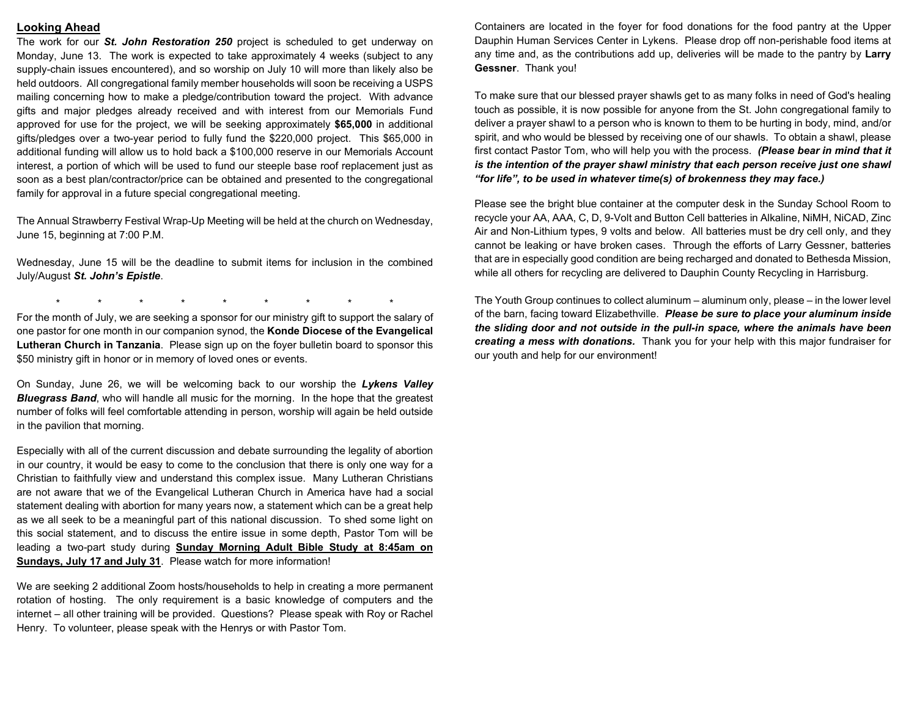## Looking Ahead

The work for our ***St. John Restoration 250*** project is scheduled to get underway on Monday, June 13. The work is expected to take approximately 4 weeks (subject to any supply-chain issues encountered), and so worship on July 10 will more than likely also be held outdoors. All congregational family member households will soon be receiving a USPS mailing concerning how to make a pledge/contribution toward the project. With advance gifts and major pledges already received and with interest from our Memorials Fund approved for use for the project, we will be seeking approximately **$65,000** in additional gifts/pledges over a two-year period to fully fund the $220,000 project. This $65,000 in additional funding will allow us to hold back a $100,000 reserve in our Memorials Account interest, a portion of which will be used to fund our steeple base roof replacement just as soon as a best plan/contractor/price can be obtained and presented to the congregational family for approval in a future special congregational meeting.

The Annual Strawberry Festival Wrap-Up Meeting will be held at the church on Wednesday, June 15, beginning at 7:00 P.M.

Wednesday, June 15 will be the deadline to submit items for inclusion in the combined July/August ***St. John's Epistle***.

\* \* \* \* \* \* \* \* \*

For the month of July, we are seeking a sponsor for our ministry gift to support the salary of one pastor for one month in our companion synod, the **Konde Diocese of the Evangelical Lutheran Church in Tanzania**. Please sign up on the foyer bulletin board to sponsor this $50 ministry gift in honor or in memory of loved ones or events.

On Sunday, June 26, we will be welcoming back to our worship the ***Lykens Valley Bluegrass Band***, who will handle all music for the morning. In the hope that the greatest number of folks will feel comfortable attending in person, worship will again be held outside in the pavilion that morning.

Especially with all of the current discussion and debate surrounding the legality of abortion in our country, it would be easy to come to the conclusion that there is only one way for a Christian to faithfully view and understand this complex issue. Many Lutheran Christians are not aware that we of the Evangelical Lutheran Church in America have had a social statement dealing with abortion for many years now, a statement which can be a great help as we all seek to be a meaningful part of this national discussion. To shed some light on this social statement, and to discuss the entire issue in some depth, Pastor Tom will be leading a two-part study during <u>**Sunday Morning Adult Bible Study at 8:45am on Sundays, July 17 and July 31**</u>. Please watch for more information!

We are seeking 2 additional Zoom hosts/households to help in creating a more permanent rotation of hosting. The only requirement is a basic knowledge of computers and the internet – all other training will be provided. Questions? Please speak with Roy or Rachel Henry. To volunteer, please speak with the Henrys or with Pastor Tom.

Containers are located in the foyer for food donations for the food pantry at the Upper Dauphin Human Services Center in Lykens. Please drop off non-perishable food items at any time and, as the contributions add up, deliveries will be made to the pantry by **Larry Gessner**. Thank you!

To make sure that our blessed prayer shawls get to as many folks in need of God's healing touch as possible, it is now possible for anyone from the St. John congregational family to deliver a prayer shawl to a person who is known to them to be hurting in body, mind, and/or spirit, and who would be blessed by receiving one of our shawls. To obtain a shawl, please first contact Pastor Tom, who will help you with the process. ***(Please bear in mind that it is the intention of the prayer shawl ministry that each person receive just one shawl "for life", to be used in whatever time(s) of brokenness they may face.)***

Please see the bright blue container at the computer desk in the Sunday School Room to recycle your AA, AAA, C, D, 9-Volt and Button Cell batteries in Alkaline, NiMH, NiCAD, Zinc Air and Non-Lithium types, 9 volts and below. All batteries must be dry cell only, and they cannot be leaking or have broken cases. Through the efforts of Larry Gessner, batteries that are in especially good condition are being recharged and donated to Bethesda Mission, while all others for recycling are delivered to Dauphin County Recycling in Harrisburg.

The Youth Group continues to collect aluminum – aluminum only, please – in the lower level of the barn, facing toward Elizabethville. ***Please be sure to place your aluminum inside the sliding door and not outside in the pull-in space, where the animals have been creating a mess with donations.*** Thank you for your help with this major fundraiser for our youth and help for our environment!